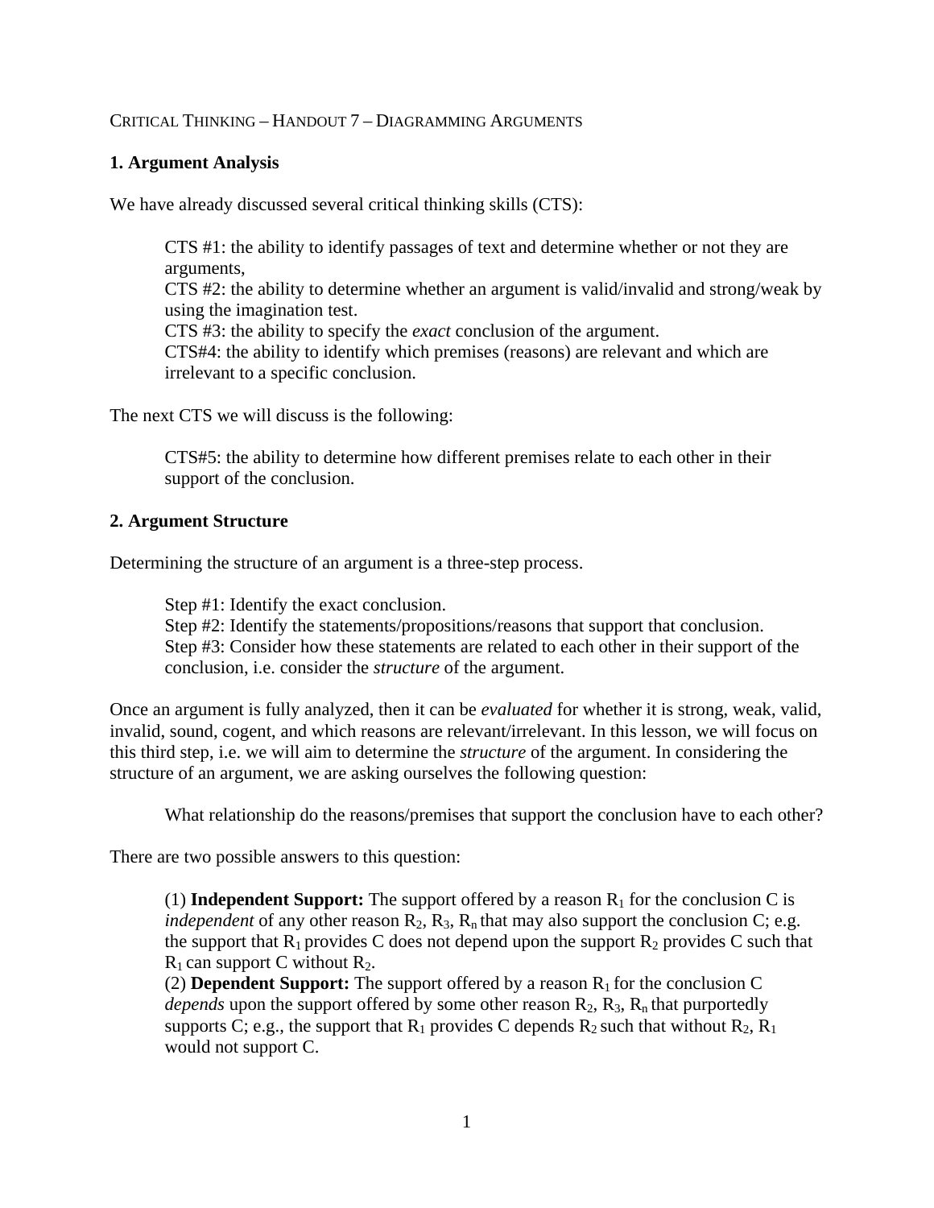CRITICAL THINKING – HANDOUT 7 – DIAGRAMMING ARGUMENTS

## 1. Argument Analysis

We have already discussed several critical thinking skills (CTS):

> CTS #1: the ability to identify passages of text and determine whether or not they are arguments,
> CTS #2: the ability to determine whether an argument is valid/invalid and strong/weak by using the imagination test.
> CTS #3: the ability to specify the *exact* conclusion of the argument.
> CTS#4: the ability to identify which premises (reasons) are relevant and which are irrelevant to a specific conclusion.

The next CTS we will discuss is the following:

> CTS#5: the ability to determine how different premises relate to each other in their support of the conclusion.

## 2. Argument Structure

Determining the structure of an argument is a three-step process.

> Step #1: Identify the exact conclusion.
> Step #2: Identify the statements/propositions/reasons that support that conclusion.
> Step #3: Consider how these statements are related to each other in their support of the conclusion, i.e. consider the *structure* of the argument.

Once an argument is fully analyzed, then it can be *evaluated* for whether it is strong, weak, valid, invalid, sound, cogent, and which reasons are relevant/irrelevant. In this lesson, we will focus on this third step, i.e. we will aim to determine the *structure* of the argument. In considering the structure of an argument, we are asking ourselves the following question:

> What relationship do the reasons/premises that support the conclusion have to each other?

There are two possible answers to this question:

> (1) **Independent Support:** The support offered by a reason $R_1$ for the conclusion C is *independent* of any other reason $R_2$, $R_3$, $R_n$ that may also support the conclusion C; e.g. the support that $R_1$ provides C does not depend upon the support $R_2$ provides C such that $R_1$ can support C without $R_2$.
> (2) **Dependent Support:** The support offered by a reason $R_1$ for the conclusion C *depends* upon the support offered by some other reason $R_2$, $R_3$, $R_n$ that purportedly supports C; e.g., the support that $R_1$ provides C depends $R_2$ such that without $R_2$, $R_1$ would not support C.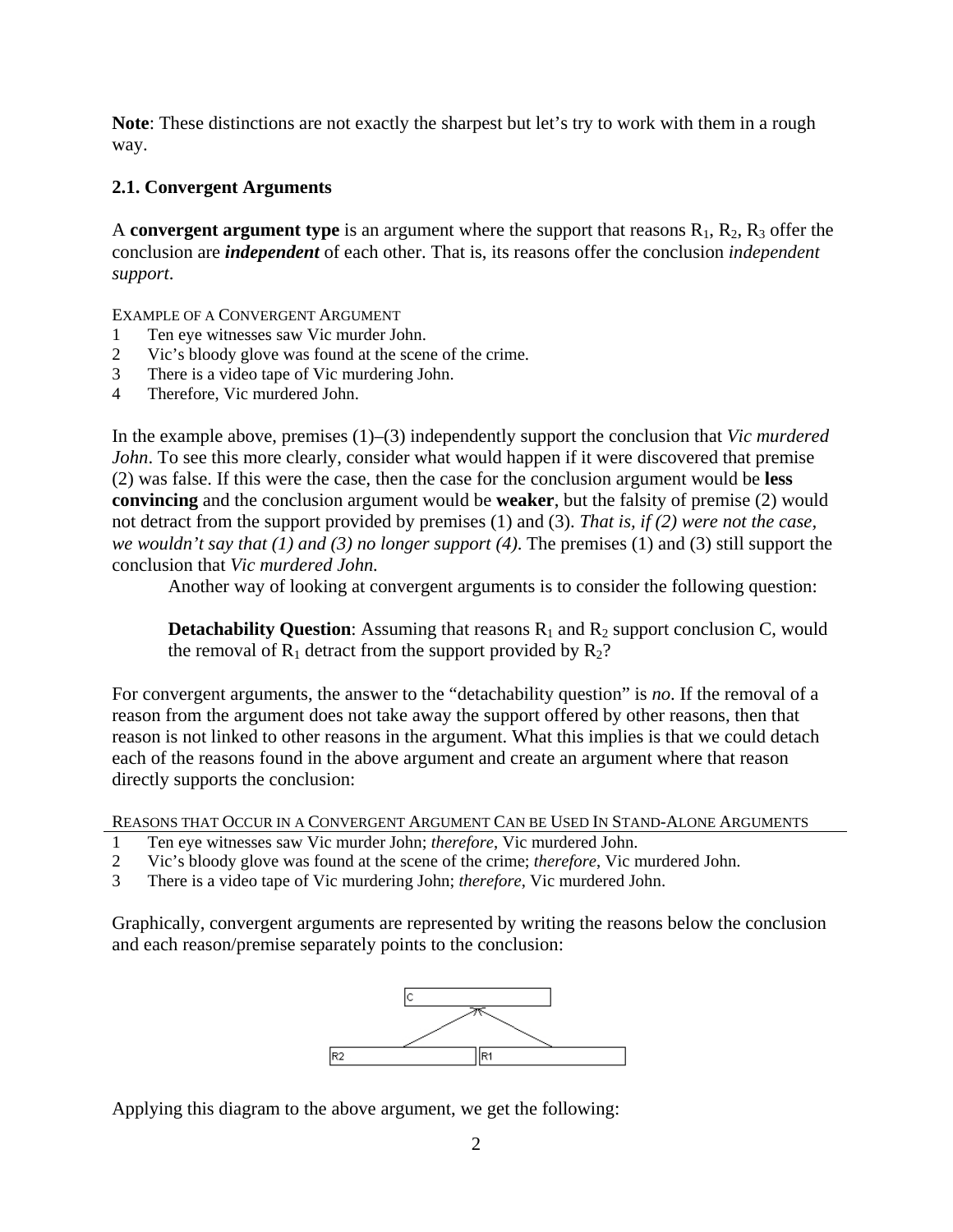**Note**: These distinctions are not exactly the sharpest but let's try to work with them in a rough way.

### 2.1. Convergent Arguments

A **convergent argument type** is an argument where the support that reasons $R_1$, $R_2$, $R_3$ offer the conclusion are ***independent*** of each other. That is, its reasons offer the conclusion *independent support*.

EXAMPLE OF A CONVERGENT ARGUMENT

1. Ten eye witnesses saw Vic murder John.
2. Vic's bloody glove was found at the scene of the crime.
3. There is a video tape of Vic murdering John.
4. Therefore, Vic murdered John.

In the example above, premises (1)–(3) independently support the conclusion that *Vic murdered John*. To see this more clearly, consider what would happen if it were discovered that premise (2) was false. If this were the case, then the case for the conclusion argument would be **less convincing** and the conclusion argument would be **weaker**, but the falsity of premise (2) would not detract from the support provided by premises (1) and (3). *That is, if (2) were not the case, we wouldn't say that (1) and (3) no longer support (4).* The premises (1) and (3) still support the conclusion that *Vic murdered John.*

Another way of looking at convergent arguments is to consider the following question:

> **Detachability Question**: Assuming that reasons $R_1$ and $R_2$ support conclusion C, would the removal of $R_1$ detract from the support provided by $R_2$?

For convergent arguments, the answer to the "detachability question" is *no*. If the removal of a reason from the argument does not take away the support offered by other reasons, then that reason is not linked to other reasons in the argument. What this implies is that we could detach each of the reasons found in the above argument and create an argument where that reason directly supports the conclusion:

REASONS THAT OCCUR IN A CONVERGENT ARGUMENT CAN BE USED IN STAND-ALONE ARGUMENTS

1. Ten eye witnesses saw Vic murder John; *therefore*, Vic murdered John.
2. Vic's bloody glove was found at the scene of the crime; *therefore*, Vic murdered John.
3. There is a video tape of Vic murdering John; *therefore*, Vic murdered John.

Graphically, convergent arguments are represented by writing the reasons below the conclusion and each reason/premise separately points to the conclusion:

```
        [ C ]
        ↗   ↖
  [ R2 ]     [ R1 ]
```

Applying this diagram to the above argument, we get the following: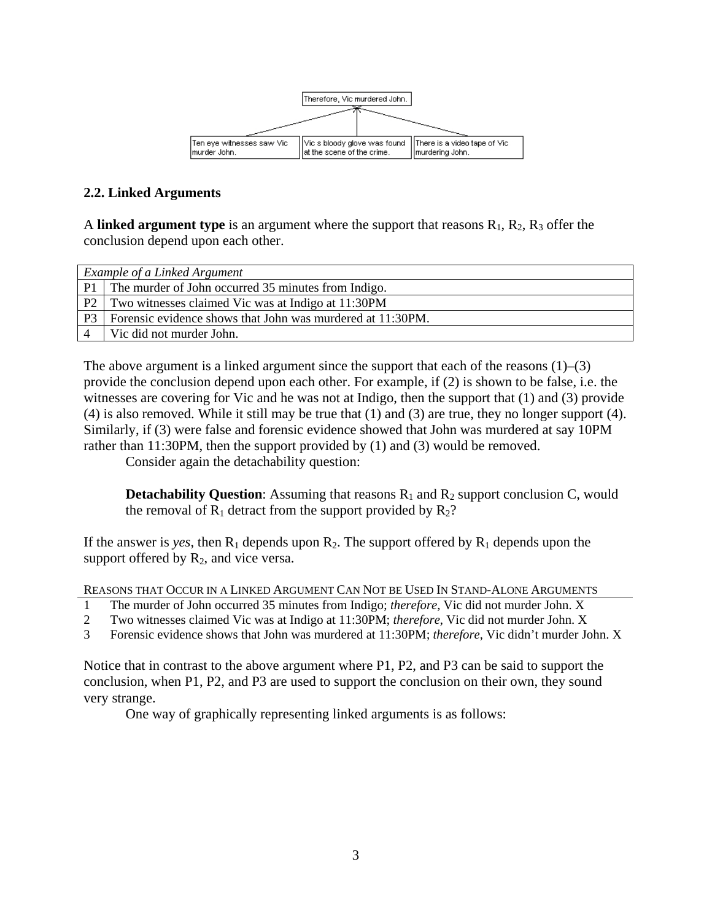Therefore, Vic murdered John.

Ten eye witnesses saw Vic murder John. | Vic s bloody glove was found at the scene of the crime. | There is a video tape of Vic murdering John.

### 2.2. Linked Arguments

A **linked argument type** is an argument where the support that reasons $R_1$, $R_2$, $R_3$ offer the conclusion depend upon each other.

| *Example of a Linked Argument* | |
|---|---|
| P1 | The murder of John occurred 35 minutes from Indigo. |
| P2 | Two witnesses claimed Vic was at Indigo at 11:30PM |
| P3 | Forensic evidence shows that John was murdered at 11:30PM. |
| 4 | Vic did not murder John. |

The above argument is a linked argument since the support that each of the reasons (1)–(3) provide the conclusion depend upon each other. For example, if (2) is shown to be false, i.e. the witnesses are covering for Vic and he was not at Indigo, then the support that (1) and (3) provide (4) is also removed. While it still may be true that (1) and (3) are true, they no longer support (4). Similarly, if (3) were false and forensic evidence showed that John was murdered at say 10PM rather than 11:30PM, then the support provided by (1) and (3) would be removed.

Consider again the detachability question:

> **Detachability Question**: Assuming that reasons $R_1$ and $R_2$ support conclusion C, would the removal of $R_1$ detract from the support provided by $R_2$?

If the answer is *yes*, then $R_1$ depends upon $R_2$. The support offered by $R_1$ depends upon the support offered by $R_2$, and vice versa.

| REASONS THAT OCCUR IN A LINKED ARGUMENT CAN NOT BE USED IN STAND-ALONE ARGUMENTS | |
|---|---|
| 1 | The murder of John occurred 35 minutes from Indigo; *therefore*, Vic did not murder John. X |
| 2 | Two witnesses claimed Vic was at Indigo at 11:30PM; *therefore*, Vic did not murder John. X |
| 3 | Forensic evidence shows that John was murdered at 11:30PM; *therefore*, Vic didn't murder John. X |

Notice that in contrast to the above argument where P1, P2, and P3 can be said to support the conclusion, when P1, P2, and P3 are used to support the conclusion on their own, they sound very strange.

One way of graphically representing linked arguments is as follows: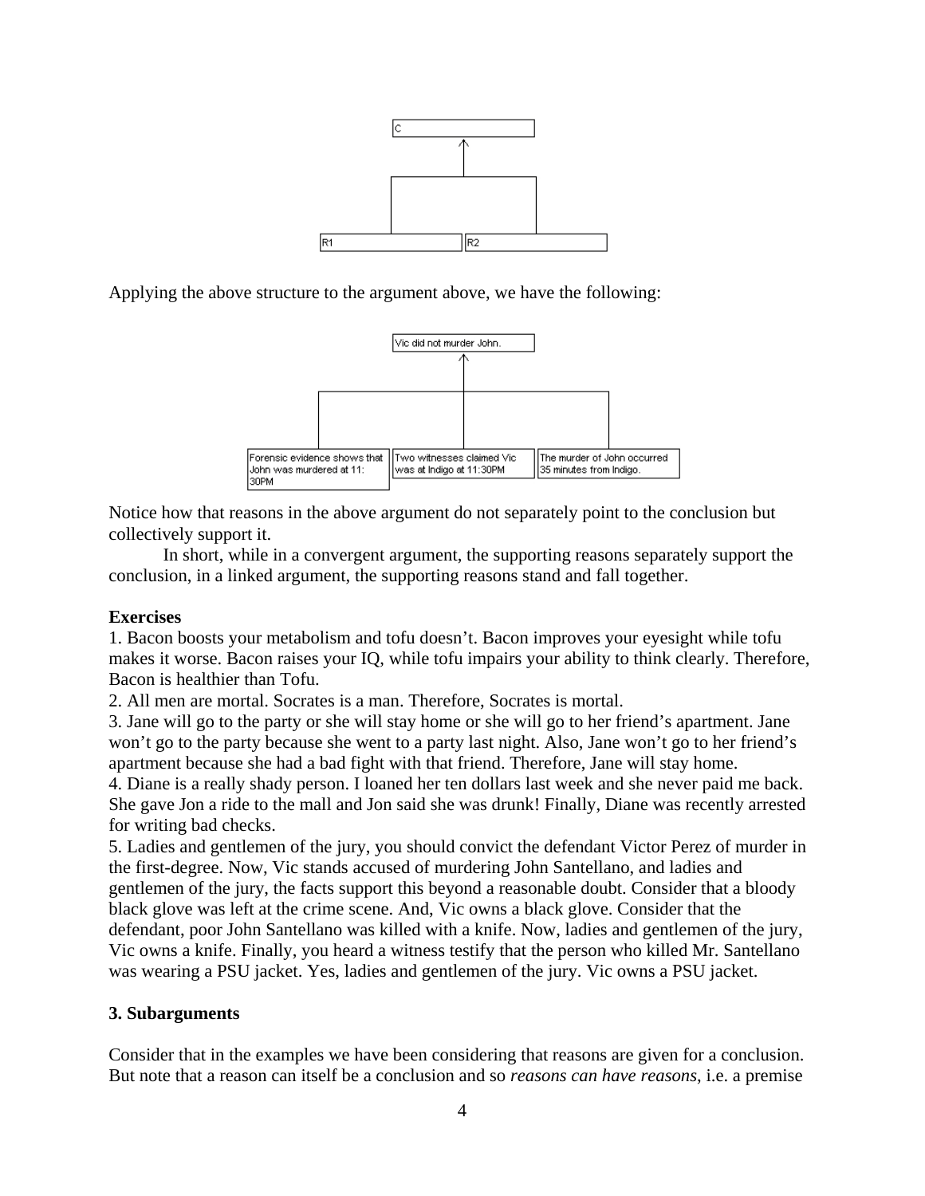Applying the above structure to the argument above, we have the following:

Notice how that reasons in the above argument do not separately point to the conclusion but collectively support it.

In short, while in a convergent argument, the supporting reasons separately support the conclusion, in a linked argument, the supporting reasons stand and fall together.

**Exercises**

1. Bacon boosts your metabolism and tofu doesn't. Bacon improves your eyesight while tofu makes it worse. Bacon raises your IQ, while tofu impairs your ability to think clearly. Therefore, Bacon is healthier than Tofu.
2. All men are mortal. Socrates is a man. Therefore, Socrates is mortal.
3. Jane will go to the party or she will stay home or she will go to her friend's apartment. Jane won't go to the party because she went to a party last night. Also, Jane won't go to her friend's apartment because she had a bad fight with that friend. Therefore, Jane will stay home.
4. Diane is a really shady person. I loaned her ten dollars last week and she never paid me back. She gave Jon a ride to the mall and Jon said she was drunk! Finally, Diane was recently arrested for writing bad checks.
5. Ladies and gentlemen of the jury, you should convict the defendant Victor Perez of murder in the first-degree. Now, Vic stands accused of murdering John Santellano, and ladies and gentlemen of the jury, the facts support this beyond a reasonable doubt. Consider that a bloody black glove was left at the crime scene. And, Vic owns a black glove. Consider that the defendant, poor John Santellano was killed with a knife. Now, ladies and gentlemen of the jury, Vic owns a knife. Finally, you heard a witness testify that the person who killed Mr. Santellano was wearing a PSU jacket. Yes, ladies and gentlemen of the jury. Vic owns a PSU jacket.

### 3. Subarguments

Consider that in the examples we have been considering that reasons are given for a conclusion. But note that a reason can itself be a conclusion and so *reasons can have reasons*, i.e. a premise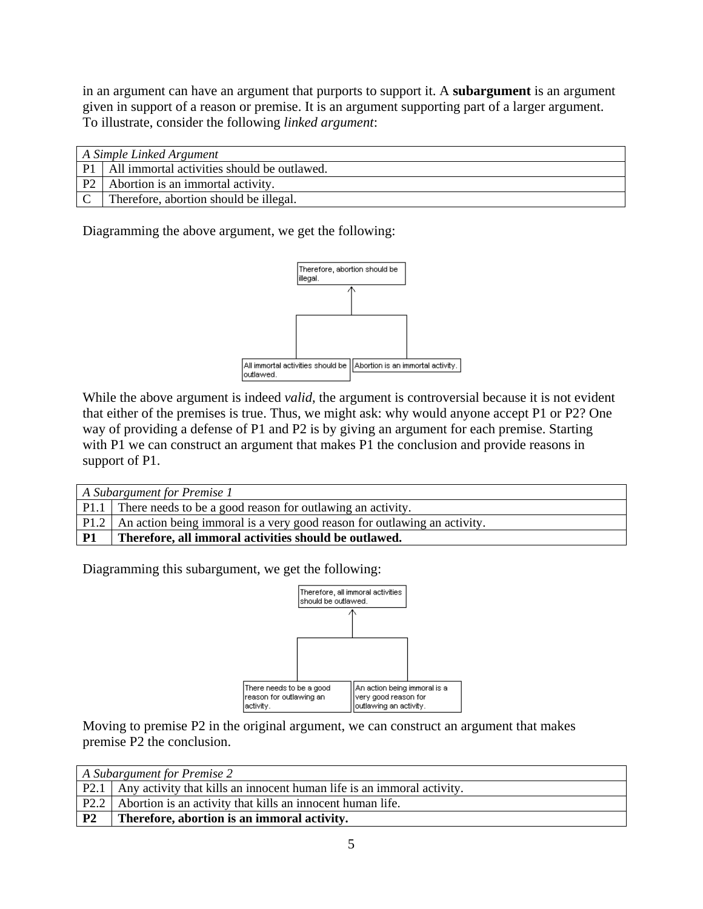in an argument can have an argument that purports to support it. A **subargument** is an argument given in support of a reason or premise. It is an argument supporting part of a larger argument. To illustrate, consider the following *linked argument*:

| *A Simple Linked Argument* | |
|---|---|
| P1 | All immortal activities should be outlawed. |
| P2 | Abortion is an immortal activity. |
| C | Therefore, abortion should be illegal. |

Diagramming the above argument, we get the following:

While the above argument is indeed *valid*, the argument is controversial because it is not evident that either of the premises is true. Thus, we might ask: why would anyone accept P1 or P2? One way of providing a defense of P1 and P2 is by giving an argument for each premise. Starting with P1 we can construct an argument that makes P1 the conclusion and provide reasons in support of P1.

| *A Subargument for Premise 1* | |
|---|---|
| P1.1 | There needs to be a good reason for outlawing an activity. |
| P1.2 | An action being immoral is a very good reason for outlawing an activity. |
| **P1** | **Therefore, all immoral activities should be outlawed.** |

Diagramming this subargument, we get the following:

Moving to premise P2 in the original argument, we can construct an argument that makes premise P2 the conclusion.

| *A Subargument for Premise 2* | |
|---|---|
| P2.1 | Any activity that kills an innocent human life is an immoral activity. |
| P2.2 | Abortion is an activity that kills an innocent human life. |
| **P2** | **Therefore, abortion is an immoral activity.** |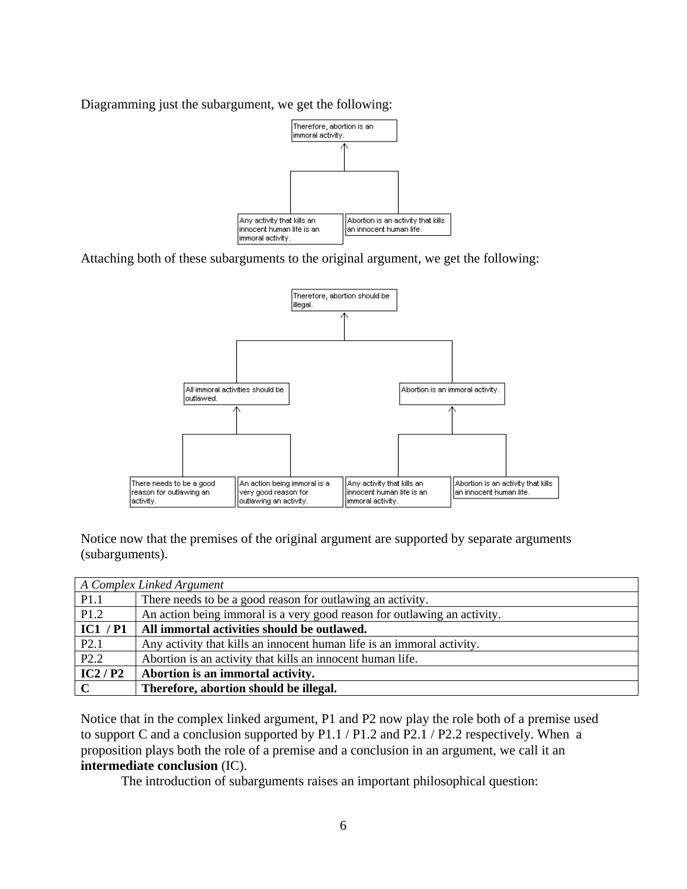Diagramming just the subargument, we get the following:

```
                 Therefore, abortion is an
                 immoral activity.
                            ↑
              ┌─────────────┴─────────────┐
Any activity that kills an      Abortion is an activity that kills
innocent human life is an       an innocent human life.
immoral activity.
```

Attaching both of these subarguments to the original argument, we get the following:

```
                                Therefore, abortion should be
                                illegal.
                                           ↑
                  ┌────────────────────────┴────────────────────────┐
       All immoral activities should be                  Abortion is an immoral activity.
       outlawed.
                  ↑                                                  ↑
        ┌─────────┴─────────┐                              ┌─────────┴─────────┐
There needs to be a good   An action being immoral is a   Any activity that kills an   Abortion is an activity that kills
reason for outlawing an    very good reason for           innocent human life is an    an innocent human life.
activity.                  outlawing an activity.         immoral activity.
```

Notice now that the premises of the original argument are supported by separate arguments (subarguments).

| *A Complex Linked Argument* | |
|---|---|
| P1.1 | There needs to be a good reason for outlawing an activity. |
| P1.2 | An action being immoral is a very good reason for outlawing an activity. |
| **IC1 / P1** | **All immortal activities should be outlawed.** |
| P2.1 | Any activity that kills an innocent human life is an immoral activity. |
| P2.2 | Abortion is an activity that kills an innocent human life. |
| **IC2 / P2** | **Abortion is an immortal activity.** |
| **C** | **Therefore, abortion should be illegal.** |

Notice that in the complex linked argument, P1 and P2 now play the role both of a premise used to support C and a conclusion supported by P1.1 / P1.2 and P2.1 / P2.2 respectively. When a proposition plays both the role of a premise and a conclusion in an argument, we call it an **intermediate conclusion** (IC).

The introduction of subarguments raises an important philosophical question: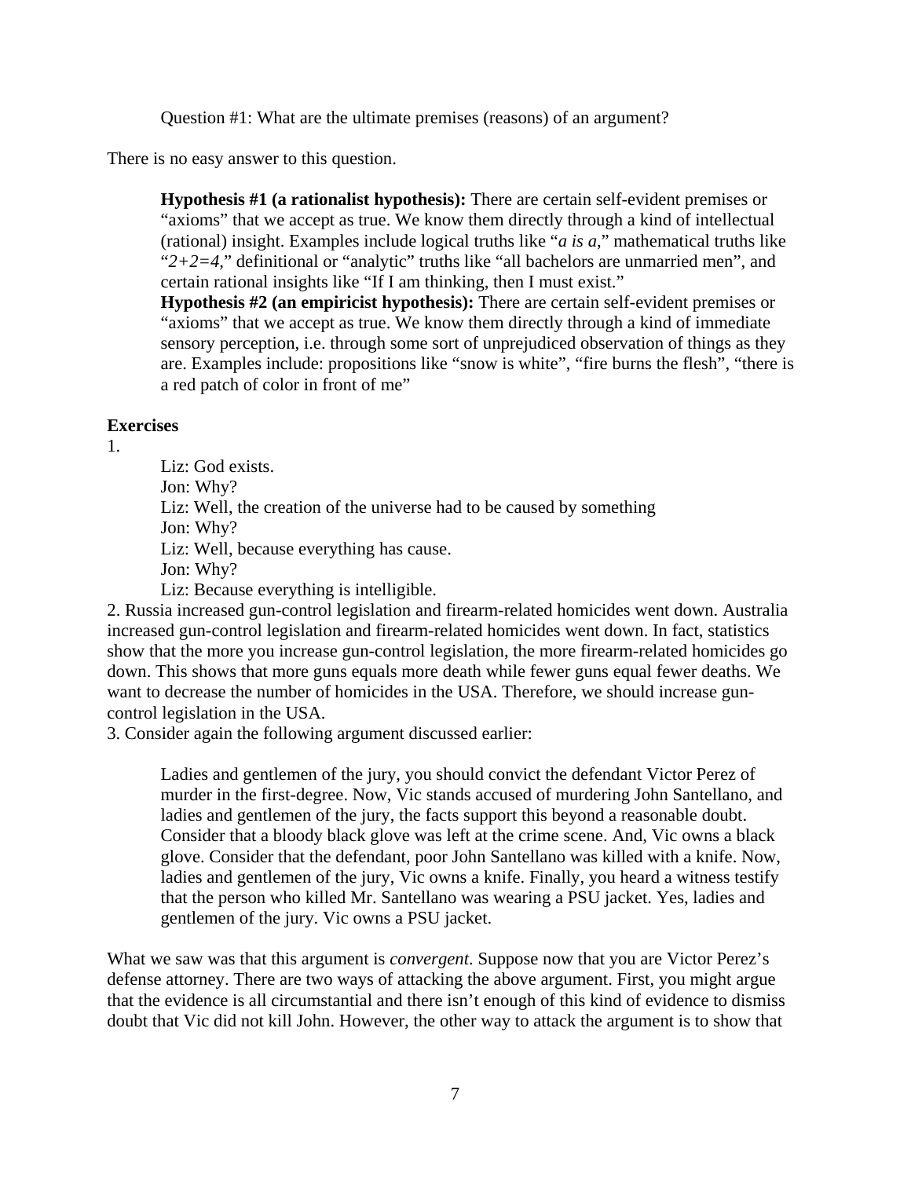Question #1: What are the ultimate premises (reasons) of an argument?

There is no easy answer to this question.

> **Hypothesis #1 (a rationalist hypothesis):** There are certain self-evident premises or "axioms" that we accept as true. We know them directly through a kind of intellectual (rational) insight. Examples include logical truths like "*a is a*," mathematical truths like "*2+2=4,*" definitional or "analytic" truths like "all bachelors are unmarried men", and certain rational insights like "If I am thinking, then I must exist."
>
> **Hypothesis #2 (an empiricist hypothesis):** There are certain self-evident premises or "axioms" that we accept as true. We know them directly through a kind of immediate sensory perception, i.e. through some sort of unprejudiced observation of things as they are. Examples include: propositions like "snow is white", "fire burns the flesh", "there is a red patch of color in front of me"

**Exercises**

1.

> Liz: God exists.
> Jon: Why?
> Liz: Well, the creation of the universe had to be caused by something
> Jon: Why?
> Liz: Well, because everything has cause.
> Jon: Why?
> Liz: Because everything is intelligible.

2. Russia increased gun-control legislation and firearm-related homicides went down. Australia increased gun-control legislation and firearm-related homicides went down. In fact, statistics show that the more you increase gun-control legislation, the more firearm-related homicides go down. This shows that more guns equals more death while fewer guns equal fewer deaths. We want to decrease the number of homicides in the USA. Therefore, we should increase gun-control legislation in the USA.

3. Consider again the following argument discussed earlier:

> Ladies and gentlemen of the jury, you should convict the defendant Victor Perez of murder in the first-degree. Now, Vic stands accused of murdering John Santellano, and ladies and gentlemen of the jury, the facts support this beyond a reasonable doubt. Consider that a bloody black glove was left at the crime scene. And, Vic owns a black glove. Consider that the defendant, poor John Santellano was killed with a knife. Now, ladies and gentlemen of the jury, Vic owns a knife. Finally, you heard a witness testify that the person who killed Mr. Santellano was wearing a PSU jacket. Yes, ladies and gentlemen of the jury. Vic owns a PSU jacket.

What we saw was that this argument is *convergent*. Suppose now that you are Victor Perez's defense attorney. There are two ways of attacking the above argument. First, you might argue that the evidence is all circumstantial and there isn't enough of this kind of evidence to dismiss doubt that Vic did not kill John. However, the other way to attack the argument is to show that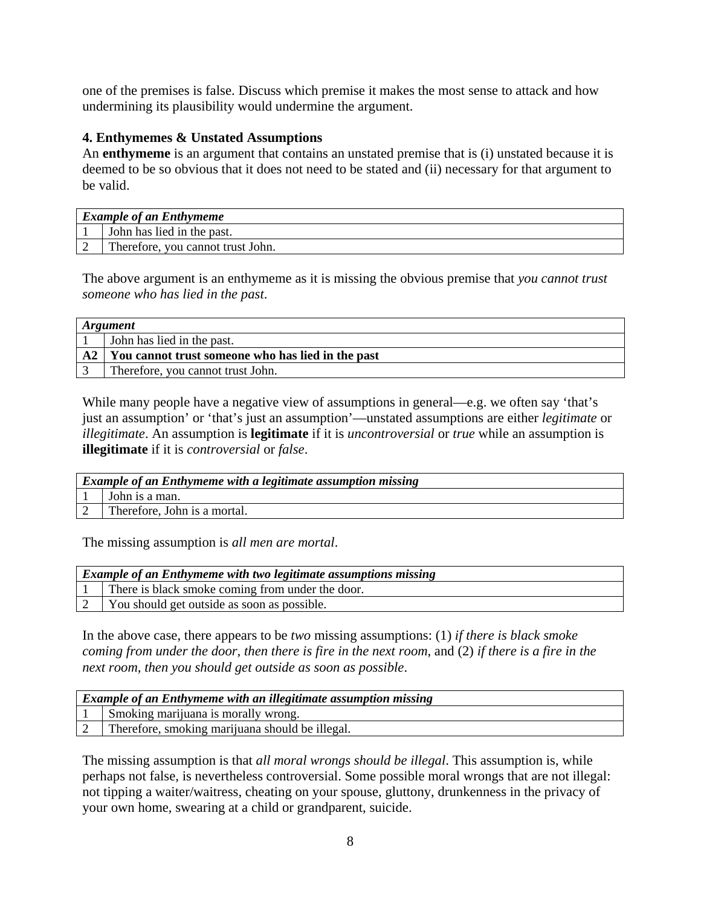one of the premises is false. Discuss which premise it makes the most sense to attack and how undermining its plausibility would undermine the argument.

### 4. Enthymemes & Unstated Assumptions

An **enthymeme** is an argument that contains an unstated premise that is (i) unstated because it is deemed to be so obvious that it does not need to be stated and (ii) necessary for that argument to be valid.

| *Example of an Enthymeme* | |
|---|---|
| 1 | John has lied in the past. |
| 2 | Therefore, you cannot trust John. |

The above argument is an enthymeme as it is missing the obvious premise that *you cannot trust someone who has lied in the past*.

| *Argument* | |
|---|---|
| 1 | John has lied in the past. |
| **A2** | **You cannot trust someone who has lied in the past** |
| 3 | Therefore, you cannot trust John. |

While many people have a negative view of assumptions in general—e.g. we often say 'that's just an assumption' or 'that's just an assumption'—unstated assumptions are either *legitimate* or *illegitimate*. An assumption is **legitimate** if it is *uncontroversial* or *true* while an assumption is **illegitimate** if it is *controversial* or *false*.

| *Example of an Enthymeme with a legitimate assumption missing* | |
|---|---|
| 1 | John is a man. |
| 2 | Therefore, John is a mortal. |

The missing assumption is *all men are mortal*.

| *Example of an Enthymeme with two legitimate assumptions missing* | |
|---|---|
| 1 | There is black smoke coming from under the door. |
| 2 | You should get outside as soon as possible. |

In the above case, there appears to be *two* missing assumptions: (1) *if there is black smoke coming from under the door, then there is fire in the next room*, and (2) *if there is a fire in the next room, then you should get outside as soon as possible*.

| *Example of an Enthymeme with an illegitimate assumption missing* | |
|---|---|
| 1 | Smoking marijuana is morally wrong. |
| 2 | Therefore, smoking marijuana should be illegal. |

The missing assumption is that *all moral wrongs should be illegal*. This assumption is, while perhaps not false, is nevertheless controversial. Some possible moral wrongs that are not illegal: not tipping a waiter/waitress, cheating on your spouse, gluttony, drunkenness in the privacy of your own home, swearing at a child or grandparent, suicide.